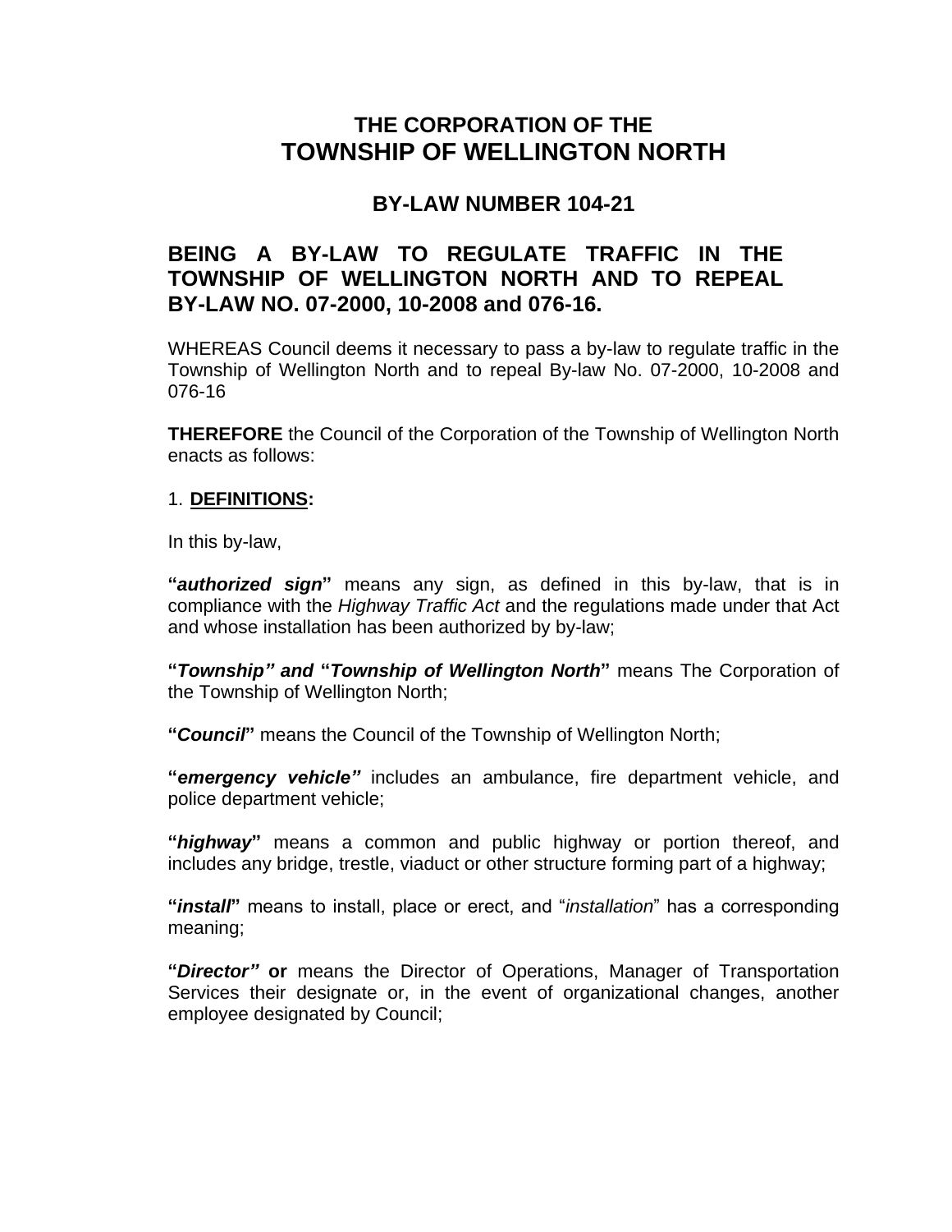# THE CORPORATION OF THE
# TOWNSHIP OF WELLINGTON NORTH

## BY-LAW NUMBER 104-21

## BEING A BY-LAW TO REGULATE TRAFFIC IN THE TOWNSHIP OF WELLINGTON NORTH AND TO REPEAL BY-LAW NO. 07-2000, 10-2008 and 076-16.

WHEREAS Council deems it necessary to pass a by-law to regulate traffic in the Township of Wellington North and to repeal By-law No. 07-2000, 10-2008 and 076-16

**THEREFORE** the Council of the Corporation of the Township of Wellington North enacts as follows:

1. **DEFINITIONS:**

In this by-law,

**"*authorized sign*"** means any sign, as defined in this by-law, that is in compliance with the *Highway Traffic Act* and the regulations made under that Act and whose installation has been authorized by by-law;

**"*Township" and* "*Township of Wellington North*"** means The Corporation of the Township of Wellington North;

**"*Council*"** means the Council of the Township of Wellington North;

**"*emergency vehicle"*** includes an ambulance, fire department vehicle, and police department vehicle;

**"*highway*"** means a common and public highway or portion thereof, and includes any bridge, trestle, viaduct or other structure forming part of a highway;

**"*install*"** means to install, place or erect, and "*installation*" has a corresponding meaning;

**"*Director"* or** means the Director of Operations, Manager of Transportation Services their designate or, in the event of organizational changes, another employee designated by Council;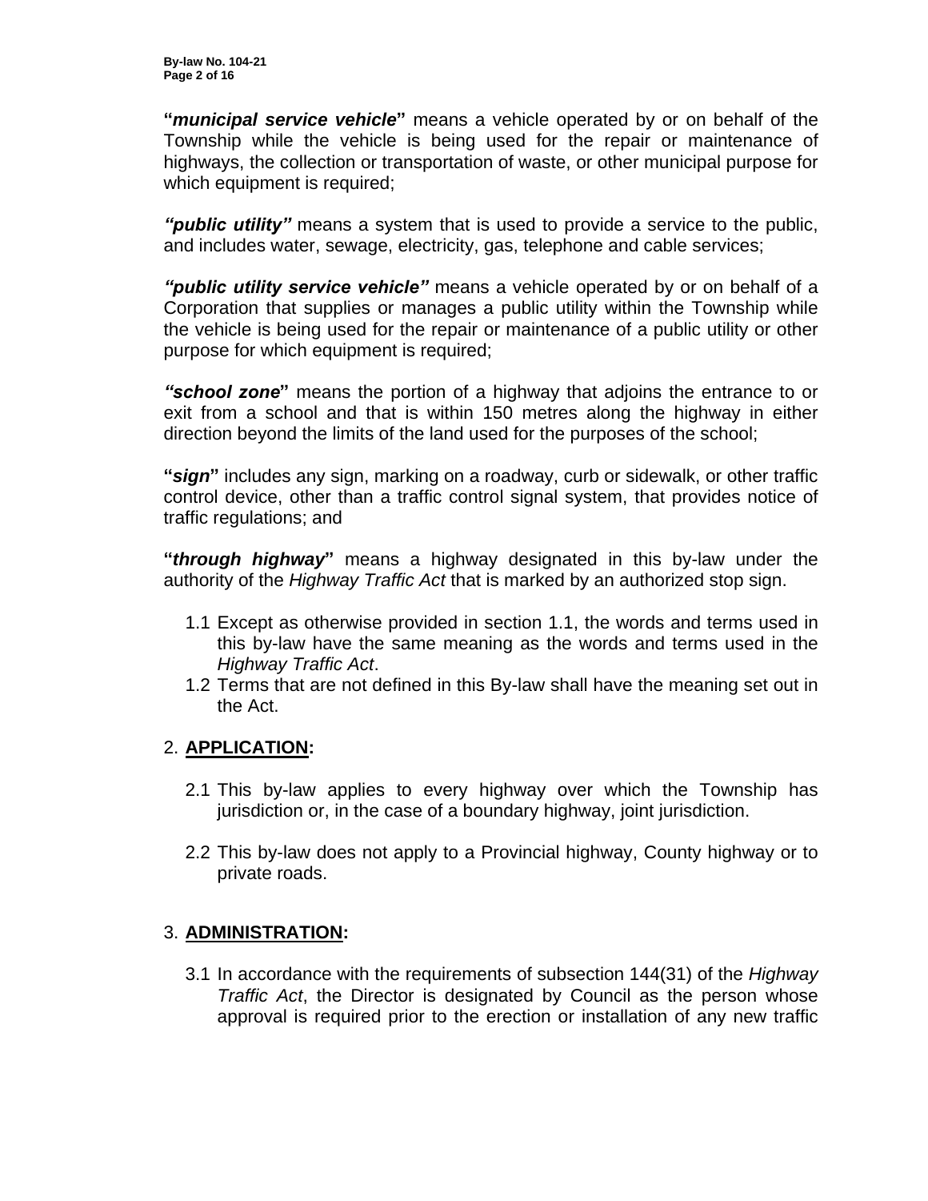**"*municipal service vehicle*"** means a vehicle operated by or on behalf of the Township while the vehicle is being used for the repair or maintenance of highways, the collection or transportation of waste, or other municipal purpose for which equipment is required;

***"public utility"*** means a system that is used to provide a service to the public, and includes water, sewage, electricity, gas, telephone and cable services;

***"public utility service vehicle"*** means a vehicle operated by or on behalf of a Corporation that supplies or manages a public utility within the Township while the vehicle is being used for the repair or maintenance of a public utility or other purpose for which equipment is required;

***"school zone*"** means the portion of a highway that adjoins the entrance to or exit from a school and that is within 150 metres along the highway in either direction beyond the limits of the land used for the purposes of the school;

**"*sign*"** includes any sign, marking on a roadway, curb or sidewalk, or other traffic control device, other than a traffic control signal system, that provides notice of traffic regulations; and

**"*through highway*"** means a highway designated in this by-law under the authority of the *Highway Traffic Act* that is marked by an authorized stop sign.

1.1 Except as otherwise provided in section 1.1, the words and terms used in this by-law have the same meaning as the words and terms used in the *Highway Traffic Act*.

1.2 Terms that are not defined in this By-law shall have the meaning set out in the Act.

## 2. **APPLICATION:**

2.1 This by-law applies to every highway over which the Township has jurisdiction or, in the case of a boundary highway, joint jurisdiction.

2.2 This by-law does not apply to a Provincial highway, County highway or to private roads.

## 3. **ADMINISTRATION:**

3.1 In accordance with the requirements of subsection 144(31) of the *Highway Traffic Act*, the Director is designated by Council as the person whose approval is required prior to the erection or installation of any new traffic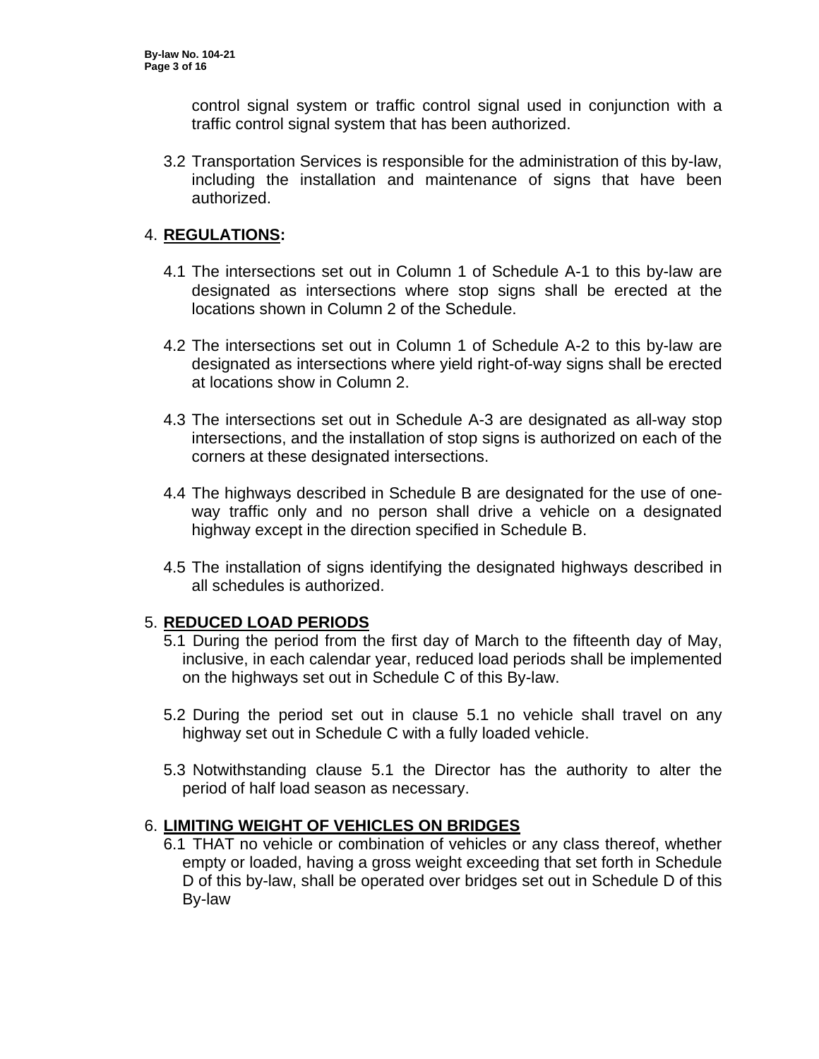control signal system or traffic control signal used in conjunction with a traffic control signal system that has been authorized.

3.2 Transportation Services is responsible for the administration of this by-law, including the installation and maintenance of signs that have been authorized.

4. **REGULATIONS:**

4.1 The intersections set out in Column 1 of Schedule A-1 to this by-law are designated as intersections where stop signs shall be erected at the locations shown in Column 2 of the Schedule.

4.2 The intersections set out in Column 1 of Schedule A-2 to this by-law are designated as intersections where yield right-of-way signs shall be erected at locations show in Column 2.

4.3 The intersections set out in Schedule A-3 are designated as all-way stop intersections, and the installation of stop signs is authorized on each of the corners at these designated intersections.

4.4 The highways described in Schedule B are designated for the use of one-way traffic only and no person shall drive a vehicle on a designated highway except in the direction specified in Schedule B.

4.5 The installation of signs identifying the designated highways described in all schedules is authorized.

5. **REDUCED LOAD PERIODS**

5.1 During the period from the first day of March to the fifteenth day of May, inclusive, in each calendar year, reduced load periods shall be implemented on the highways set out in Schedule C of this By-law.

5.2 During the period set out in clause 5.1 no vehicle shall travel on any highway set out in Schedule C with a fully loaded vehicle.

5.3 Notwithstanding clause 5.1 the Director has the authority to alter the period of half load season as necessary.

6. **LIMITING WEIGHT OF VEHICLES ON BRIDGES**

6.1 THAT no vehicle or combination of vehicles or any class thereof, whether empty or loaded, having a gross weight exceeding that set forth in Schedule D of this by-law, shall be operated over bridges set out in Schedule D of this By-law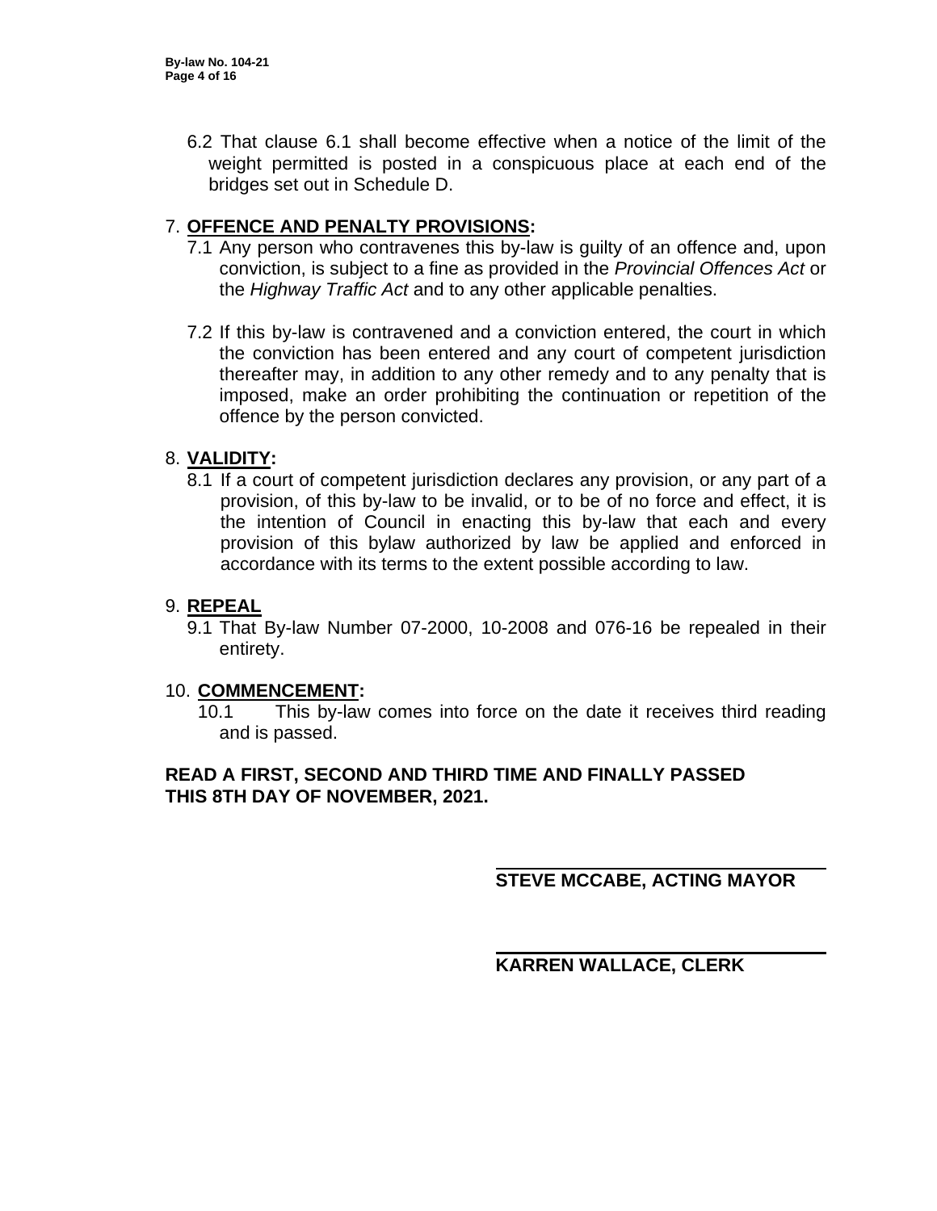6.2 That clause 6.1 shall become effective when a notice of the limit of the weight permitted is posted in a conspicuous place at each end of the bridges set out in Schedule D.

7. **OFFENCE AND PENALTY PROVISIONS:**

7.1 Any person who contravenes this by-law is guilty of an offence and, upon conviction, is subject to a fine as provided in the *Provincial Offences Act* or the *Highway Traffic Act* and to any other applicable penalties.

7.2 If this by-law is contravened and a conviction entered, the court in which the conviction has been entered and any court of competent jurisdiction thereafter may, in addition to any other remedy and to any penalty that is imposed, make an order prohibiting the continuation or repetition of the offence by the person convicted.

8. **VALIDITY:**

8.1 If a court of competent jurisdiction declares any provision, or any part of a provision, of this by-law to be invalid, or to be of no force and effect, it is the intention of Council in enacting this by-law that each and every provision of this bylaw authorized by law be applied and enforced in accordance with its terms to the extent possible according to law.

9. **REPEAL**

9.1 That By-law Number 07-2000, 10-2008 and 076-16 be repealed in their entirety.

10. **COMMENCEMENT:**

10.1 This by-law comes into force on the date it receives third reading and is passed.

**READ A FIRST, SECOND AND THIRD TIME AND FINALLY PASSED THIS 8TH DAY OF NOVEMBER, 2021.**

**STEVE MCCABE, ACTING MAYOR**

**KARREN WALLACE, CLERK**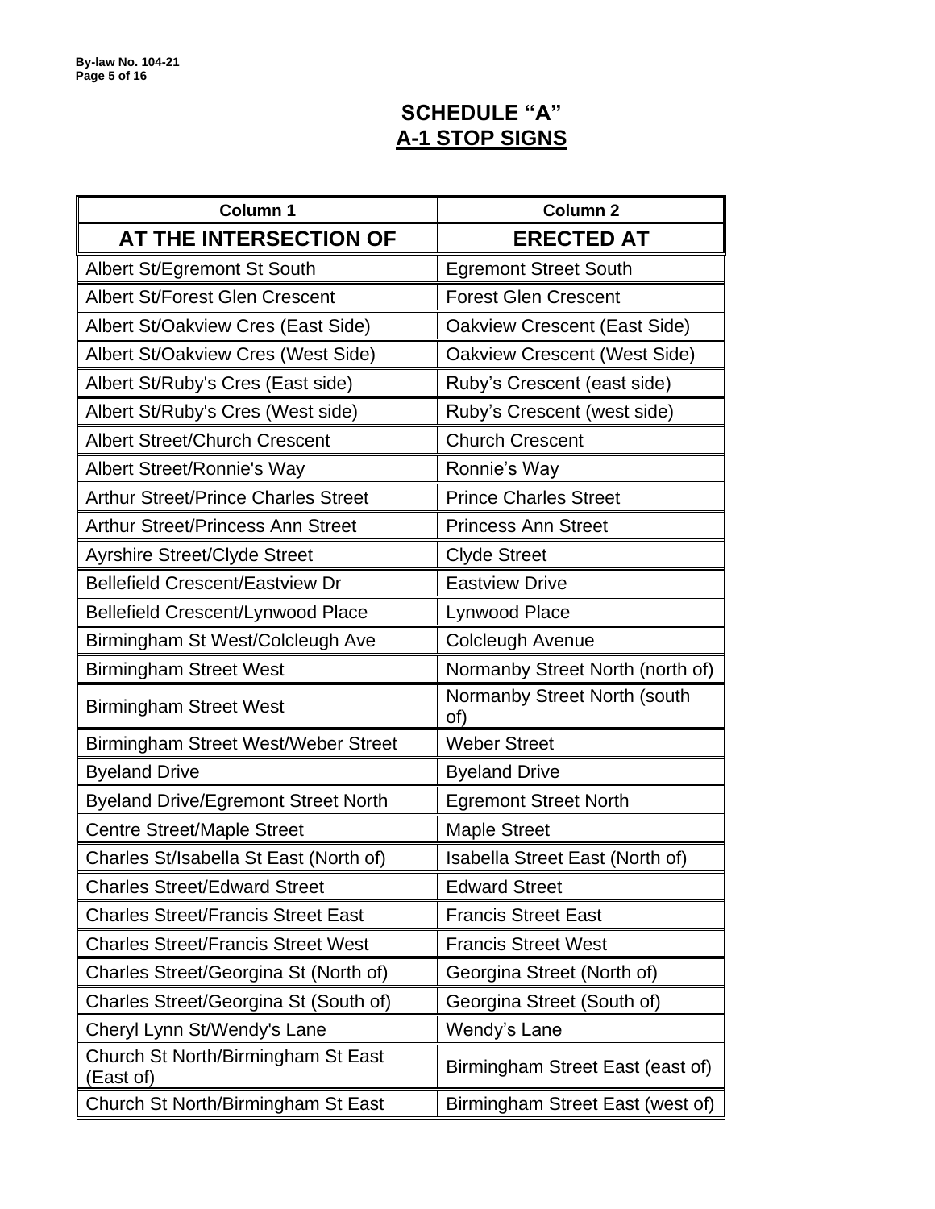# SCHEDULE "A"
## A-1 STOP SIGNS

| Column 1 | Column 2 |
|---|---|
| **AT THE INTERSECTION OF** | **ERECTED AT** |
| Albert St/Egremont St South | Egremont Street South |
| Albert St/Forest Glen Crescent | Forest Glen Crescent |
| Albert St/Oakview Cres (East Side) | Oakview Crescent (East Side) |
| Albert St/Oakview Cres (West Side) | Oakview Crescent (West Side) |
| Albert St/Ruby's Cres (East side) | Ruby's Crescent (east side) |
| Albert St/Ruby's Cres (West side) | Ruby's Crescent (west side) |
| Albert Street/Church Crescent | Church Crescent |
| Albert Street/Ronnie's Way | Ronnie's Way |
| Arthur Street/Prince Charles Street | Prince Charles Street |
| Arthur Street/Princess Ann Street | Princess Ann Street |
| Ayrshire Street/Clyde Street | Clyde Street |
| Bellefield Crescent/Eastview Dr | Eastview Drive |
| Bellefield Crescent/Lynwood Place | Lynwood Place |
| Birmingham St West/Colcleugh Ave | Colcleugh Avenue |
| Birmingham Street West | Normanby Street North (north of) |
| Birmingham Street West | Normanby Street North (south of) |
| Birmingham Street West/Weber Street | Weber Street |
| Byeland Drive | Byeland Drive |
| Byeland Drive/Egremont Street North | Egremont Street North |
| Centre Street/Maple Street | Maple Street |
| Charles St/Isabella St East (North of) | Isabella Street East (North of) |
| Charles Street/Edward Street | Edward Street |
| Charles Street/Francis Street East | Francis Street East |
| Charles Street/Francis Street West | Francis Street West |
| Charles Street/Georgina St (North of) | Georgina Street (North of) |
| Charles Street/Georgina St (South of) | Georgina Street (South of) |
| Cheryl Lynn St/Wendy's Lane | Wendy's Lane |
| Church St North/Birmingham St East (East of) | Birmingham Street East (east of) |
| Church St North/Birmingham St East | Birmingham Street East (west of) |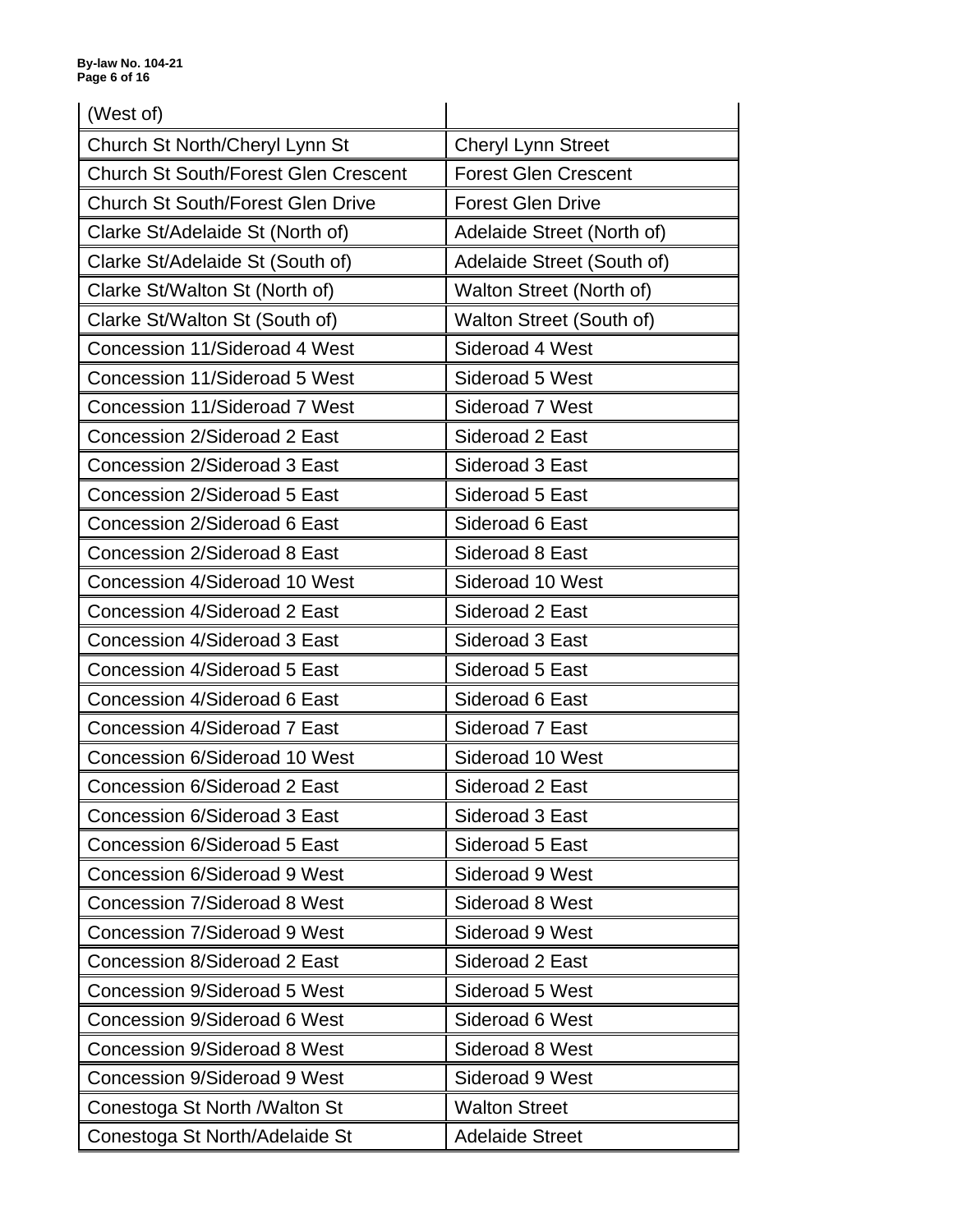| | |
|---|---|
| (West of) | |
| Church St North/Cheryl Lynn St | Cheryl Lynn Street |
| Church St South/Forest Glen Crescent | Forest Glen Crescent |
| Church St South/Forest Glen Drive | Forest Glen Drive |
| Clarke St/Adelaide St (North of) | Adelaide Street (North of) |
| Clarke St/Adelaide St (South of) | Adelaide Street (South of) |
| Clarke St/Walton St (North of) | Walton Street (North of) |
| Clarke St/Walton St (South of) | Walton Street (South of) |
| Concession 11/Sideroad 4 West | Sideroad 4 West |
| Concession 11/Sideroad 5 West | Sideroad 5 West |
| Concession 11/Sideroad 7 West | Sideroad 7 West |
| Concession 2/Sideroad 2 East | Sideroad 2 East |
| Concession 2/Sideroad 3 East | Sideroad 3 East |
| Concession 2/Sideroad 5 East | Sideroad 5 East |
| Concession 2/Sideroad 6 East | Sideroad 6 East |
| Concession 2/Sideroad 8 East | Sideroad 8 East |
| Concession 4/Sideroad 10 West | Sideroad 10 West |
| Concession 4/Sideroad 2 East | Sideroad 2 East |
| Concession 4/Sideroad 3 East | Sideroad 3 East |
| Concession 4/Sideroad 5 East | Sideroad 5 East |
| Concession 4/Sideroad 6 East | Sideroad 6 East |
| Concession 4/Sideroad 7 East | Sideroad 7 East |
| Concession 6/Sideroad 10 West | Sideroad 10 West |
| Concession 6/Sideroad 2 East | Sideroad 2 East |
| Concession 6/Sideroad 3 East | Sideroad 3 East |
| Concession 6/Sideroad 5 East | Sideroad 5 East |
| Concession 6/Sideroad 9 West | Sideroad 9 West |
| Concession 7/Sideroad 8 West | Sideroad 8 West |
| Concession 7/Sideroad 9 West | Sideroad 9 West |
| Concession 8/Sideroad 2 East | Sideroad 2 East |
| Concession 9/Sideroad 5 West | Sideroad 5 West |
| Concession 9/Sideroad 6 West | Sideroad 6 West |
| Concession 9/Sideroad 8 West | Sideroad 8 West |
| Concession 9/Sideroad 9 West | Sideroad 9 West |
| Conestoga St North /Walton St | Walton Street |
| Conestoga St North/Adelaide St | Adelaide Street |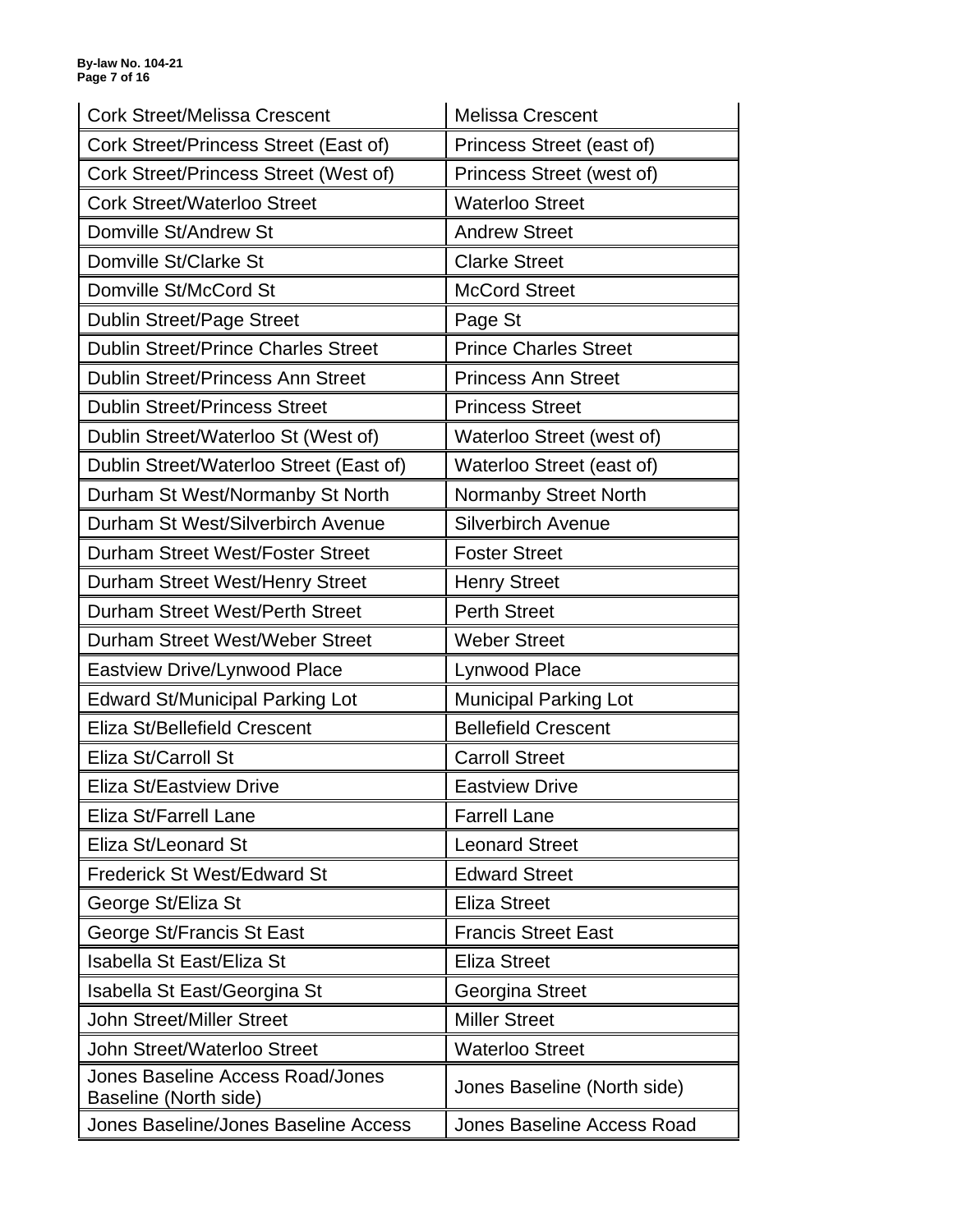| Cork Street/Melissa Crescent | Melissa Crescent |
|---|---|
| Cork Street/Princess Street (East of) | Princess Street (east of) |
| Cork Street/Princess Street (West of) | Princess Street (west of) |
| Cork Street/Waterloo Street | Waterloo Street |
| Domville St/Andrew St | Andrew Street |
| Domville St/Clarke St | Clarke Street |
| Domville St/McCord St | McCord Street |
| Dublin Street/Page Street | Page St |
| Dublin Street/Prince Charles Street | Prince Charles Street |
| Dublin Street/Princess Ann Street | Princess Ann Street |
| Dublin Street/Princess Street | Princess Street |
| Dublin Street/Waterloo St (West of) | Waterloo Street (west of) |
| Dublin Street/Waterloo Street (East of) | Waterloo Street (east of) |
| Durham St West/Normanby St North | Normanby Street North |
| Durham St West/Silverbirch Avenue | Silverbirch Avenue |
| Durham Street West/Foster Street | Foster Street |
| Durham Street West/Henry Street | Henry Street |
| Durham Street West/Perth Street | Perth Street |
| Durham Street West/Weber Street | Weber Street |
| Eastview Drive/Lynwood Place | Lynwood Place |
| Edward St/Municipal Parking Lot | Municipal Parking Lot |
| Eliza St/Bellefield Crescent | Bellefield Crescent |
| Eliza St/Carroll St | Carroll Street |
| Eliza St/Eastview Drive | Eastview Drive |
| Eliza St/Farrell Lane | Farrell Lane |
| Eliza St/Leonard St | Leonard Street |
| Frederick St West/Edward St | Edward Street |
| George St/Eliza St | Eliza Street |
| George St/Francis St East | Francis Street East |
| Isabella St East/Eliza St | Eliza Street |
| Isabella St East/Georgina St | Georgina Street |
| John Street/Miller Street | Miller Street |
| John Street/Waterloo Street | Waterloo Street |
| Jones Baseline Access Road/Jones Baseline (North side) | Jones Baseline (North side) |
| Jones Baseline/Jones Baseline Access | Jones Baseline Access Road |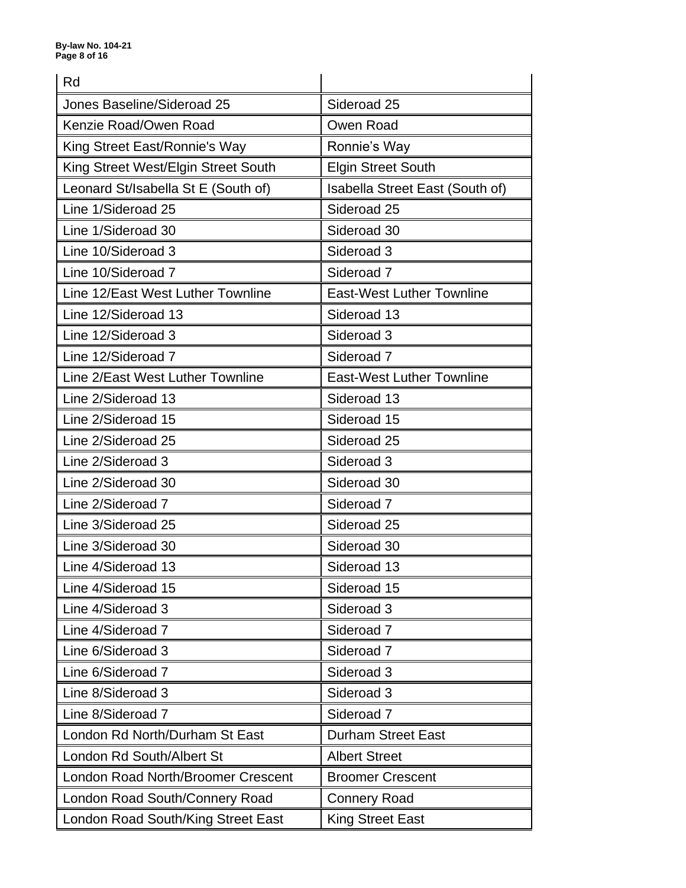| Rd | |
|---|---|
| Jones Baseline/Sideroad 25 | Sideroad 25 |
| Kenzie Road/Owen Road | Owen Road |
| King Street East/Ronnie's Way | Ronnie's Way |
| King Street West/Elgin Street South | Elgin Street South |
| Leonard St/Isabella St E (South of) | Isabella Street East (South of) |
| Line 1/Sideroad 25 | Sideroad 25 |
| Line 1/Sideroad 30 | Sideroad 30 |
| Line 10/Sideroad 3 | Sideroad 3 |
| Line 10/Sideroad 7 | Sideroad 7 |
| Line 12/East West Luther Townline | East-West Luther Townline |
| Line 12/Sideroad 13 | Sideroad 13 |
| Line 12/Sideroad 3 | Sideroad 3 |
| Line 12/Sideroad 7 | Sideroad 7 |
| Line 2/East West Luther Townline | East-West Luther Townline |
| Line 2/Sideroad 13 | Sideroad 13 |
| Line 2/Sideroad 15 | Sideroad 15 |
| Line 2/Sideroad 25 | Sideroad 25 |
| Line 2/Sideroad 3 | Sideroad 3 |
| Line 2/Sideroad 30 | Sideroad 30 |
| Line 2/Sideroad 7 | Sideroad 7 |
| Line 3/Sideroad 25 | Sideroad 25 |
| Line 3/Sideroad 30 | Sideroad 30 |
| Line 4/Sideroad 13 | Sideroad 13 |
| Line 4/Sideroad 15 | Sideroad 15 |
| Line 4/Sideroad 3 | Sideroad 3 |
| Line 4/Sideroad 7 | Sideroad 7 |
| Line 6/Sideroad 3 | Sideroad 7 |
| Line 6/Sideroad 7 | Sideroad 3 |
| Line 8/Sideroad 3 | Sideroad 3 |
| Line 8/Sideroad 7 | Sideroad 7 |
| London Rd North/Durham St East | Durham Street East |
| London Rd South/Albert St | Albert Street |
| London Road North/Broomer Crescent | Broomer Crescent |
| London Road South/Connery Road | Connery Road |
| London Road South/King Street East | King Street East |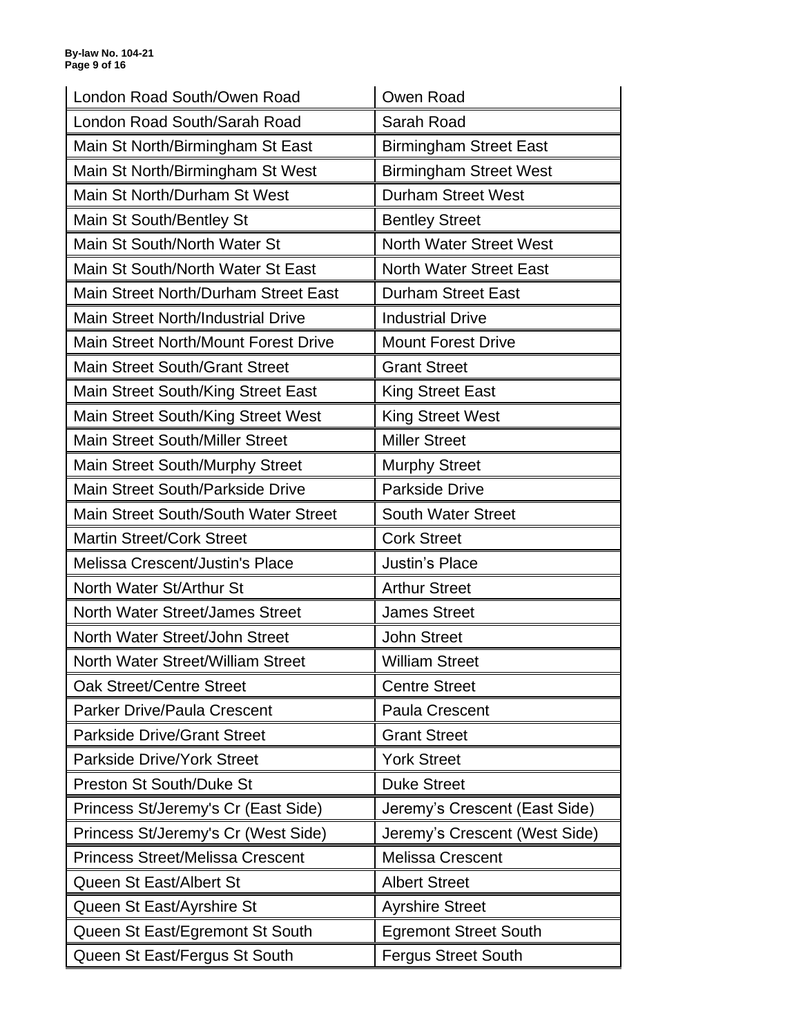| | |
|---|---|
| London Road South/Owen Road | Owen Road |
| London Road South/Sarah Road | Sarah Road |
| Main St North/Birmingham St East | Birmingham Street East |
| Main St North/Birmingham St West | Birmingham Street West |
| Main St North/Durham St West | Durham Street West |
| Main St South/Bentley St | Bentley Street |
| Main St South/North Water St | North Water Street West |
| Main St South/North Water St East | North Water Street East |
| Main Street North/Durham Street East | Durham Street East |
| Main Street North/Industrial Drive | Industrial Drive |
| Main Street North/Mount Forest Drive | Mount Forest Drive |
| Main Street South/Grant Street | Grant Street |
| Main Street South/King Street East | King Street East |
| Main Street South/King Street West | King Street West |
| Main Street South/Miller Street | Miller Street |
| Main Street South/Murphy Street | Murphy Street |
| Main Street South/Parkside Drive | Parkside Drive |
| Main Street South/South Water Street | South Water Street |
| Martin Street/Cork Street | Cork Street |
| Melissa Crescent/Justin's Place | Justin's Place |
| North Water St/Arthur St | Arthur Street |
| North Water Street/James Street | James Street |
| North Water Street/John Street | John Street |
| North Water Street/William Street | William Street |
| Oak Street/Centre Street | Centre Street |
| Parker Drive/Paula Crescent | Paula Crescent |
| Parkside Drive/Grant Street | Grant Street |
| Parkside Drive/York Street | York Street |
| Preston St South/Duke St | Duke Street |
| Princess St/Jeremy's Cr (East Side) | Jeremy's Crescent (East Side) |
| Princess St/Jeremy's Cr (West Side) | Jeremy's Crescent (West Side) |
| Princess Street/Melissa Crescent | Melissa Crescent |
| Queen St East/Albert St | Albert Street |
| Queen St East/Ayrshire St | Ayrshire Street |
| Queen St East/Egremont St South | Egremont Street South |
| Queen St East/Fergus St South | Fergus Street South |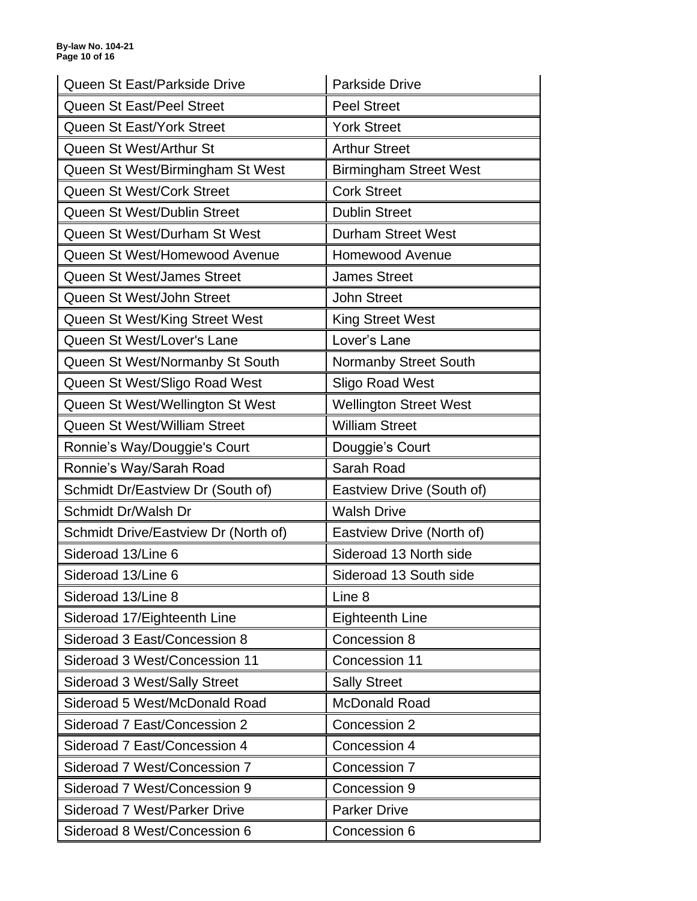| Queen St East/Parkside Drive | Parkside Drive |
|---|---|
| Queen St East/Peel Street | Peel Street |
| Queen St East/York Street | York Street |
| Queen St West/Arthur St | Arthur Street |
| Queen St West/Birmingham St West | Birmingham Street West |
| Queen St West/Cork Street | Cork Street |
| Queen St West/Dublin Street | Dublin Street |
| Queen St West/Durham St West | Durham Street West |
| Queen St West/Homewood Avenue | Homewood Avenue |
| Queen St West/James Street | James Street |
| Queen St West/John Street | John Street |
| Queen St West/King Street West | King Street West |
| Queen St West/Lover's Lane | Lover’s Lane |
| Queen St West/Normanby St South | Normanby Street South |
| Queen St West/Sligo Road West | Sligo Road West |
| Queen St West/Wellington St West | Wellington Street West |
| Queen St West/William Street | William Street |
| Ronnie’s Way/Douggie's Court | Douggie’s Court |
| Ronnie’s Way/Sarah Road | Sarah Road |
| Schmidt Dr/Eastview Dr (South of) | Eastview Drive (South of) |
| Schmidt Dr/Walsh Dr | Walsh Drive |
| Schmidt Drive/Eastview Dr (North of) | Eastview Drive (North of) |
| Sideroad 13/Line 6 | Sideroad 13 North side |
| Sideroad 13/Line 6 | Sideroad 13 South side |
| Sideroad 13/Line 8 | Line 8 |
| Sideroad 17/Eighteenth Line | Eighteenth Line |
| Sideroad 3 East/Concession 8 | Concession 8 |
| Sideroad 3 West/Concession 11 | Concession 11 |
| Sideroad 3 West/Sally Street | Sally Street |
| Sideroad 5 West/McDonald Road | McDonald Road |
| Sideroad 7 East/Concession 2 | Concession 2 |
| Sideroad 7 East/Concession 4 | Concession 4 |
| Sideroad 7 West/Concession 7 | Concession 7 |
| Sideroad 7 West/Concession 9 | Concession 9 |
| Sideroad 7 West/Parker Drive | Parker Drive |
| Sideroad 8 West/Concession 6 | Concession 6 |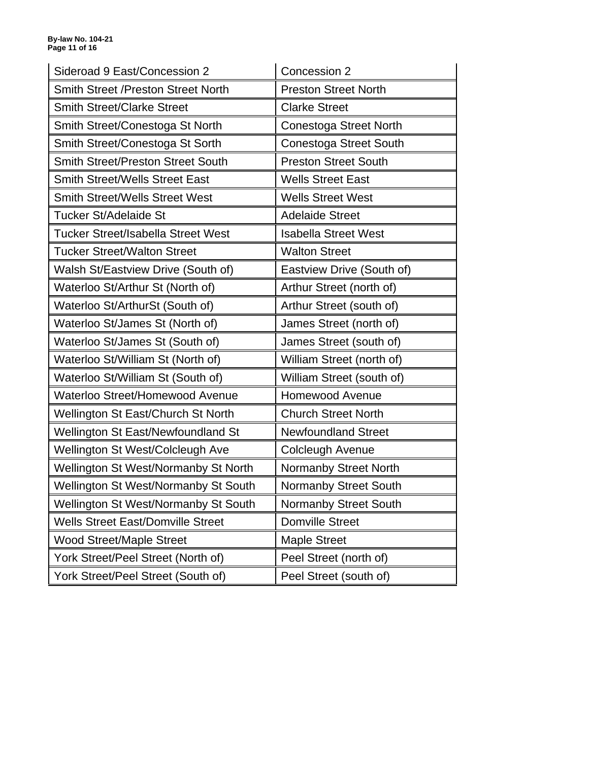| Sideroad 9 East/Concession 2 | Concession 2 |
|---|---|
| Smith Street /Preston Street North | Preston Street North |
| Smith Street/Clarke Street | Clarke Street |
| Smith Street/Conestoga St North | Conestoga Street North |
| Smith Street/Conestoga St Sorth | Conestoga Street South |
| Smith Street/Preston Street South | Preston Street South |
| Smith Street/Wells Street East | Wells Street East |
| Smith Street/Wells Street West | Wells Street West |
| Tucker St/Adelaide St | Adelaide Street |
| Tucker Street/Isabella Street West | Isabella Street West |
| Tucker Street/Walton Street | Walton Street |
| Walsh St/Eastview Drive (South of) | Eastview Drive (South of) |
| Waterloo St/Arthur St (North of) | Arthur Street (north of) |
| Waterloo St/ArthurSt (South of) | Arthur Street (south of) |
| Waterloo St/James St (North of) | James Street (north of) |
| Waterloo St/James St (South of) | James Street (south of) |
| Waterloo St/William St (North of) | William Street (north of) |
| Waterloo St/William St (South of) | William Street (south of) |
| Waterloo Street/Homewood Avenue | Homewood Avenue |
| Wellington St East/Church St North | Church Street North |
| Wellington St East/Newfoundland St | Newfoundland Street |
| Wellington St West/Colcleugh Ave | Colcleugh Avenue |
| Wellington St West/Normanby St North | Normanby Street North |
| Wellington St West/Normanby St South | Normanby Street South |
| Wellington St West/Normanby St South | Normanby Street South |
| Wells Street East/Domville Street | Domville Street |
| Wood Street/Maple Street | Maple Street |
| York Street/Peel Street (North of) | Peel Street (north of) |
| York Street/Peel Street (South of) | Peel Street (south of) |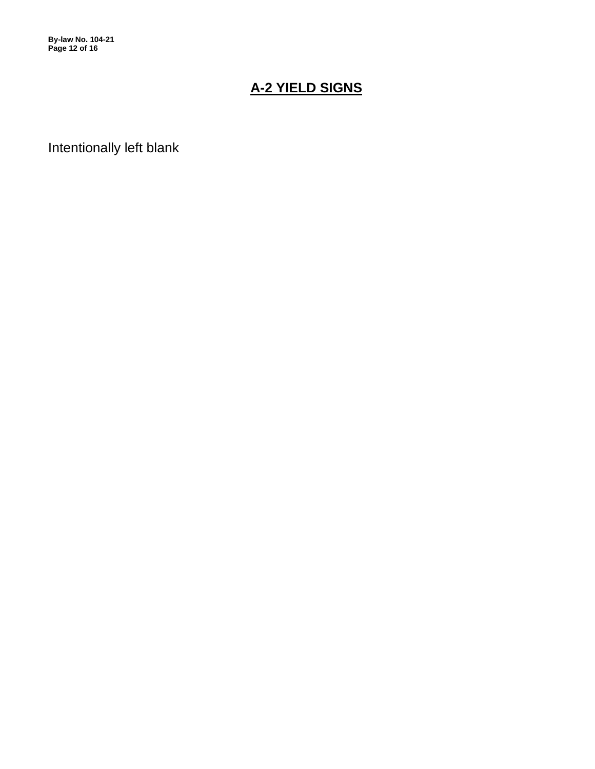## A-2 YIELD SIGNS

Intentionally left blank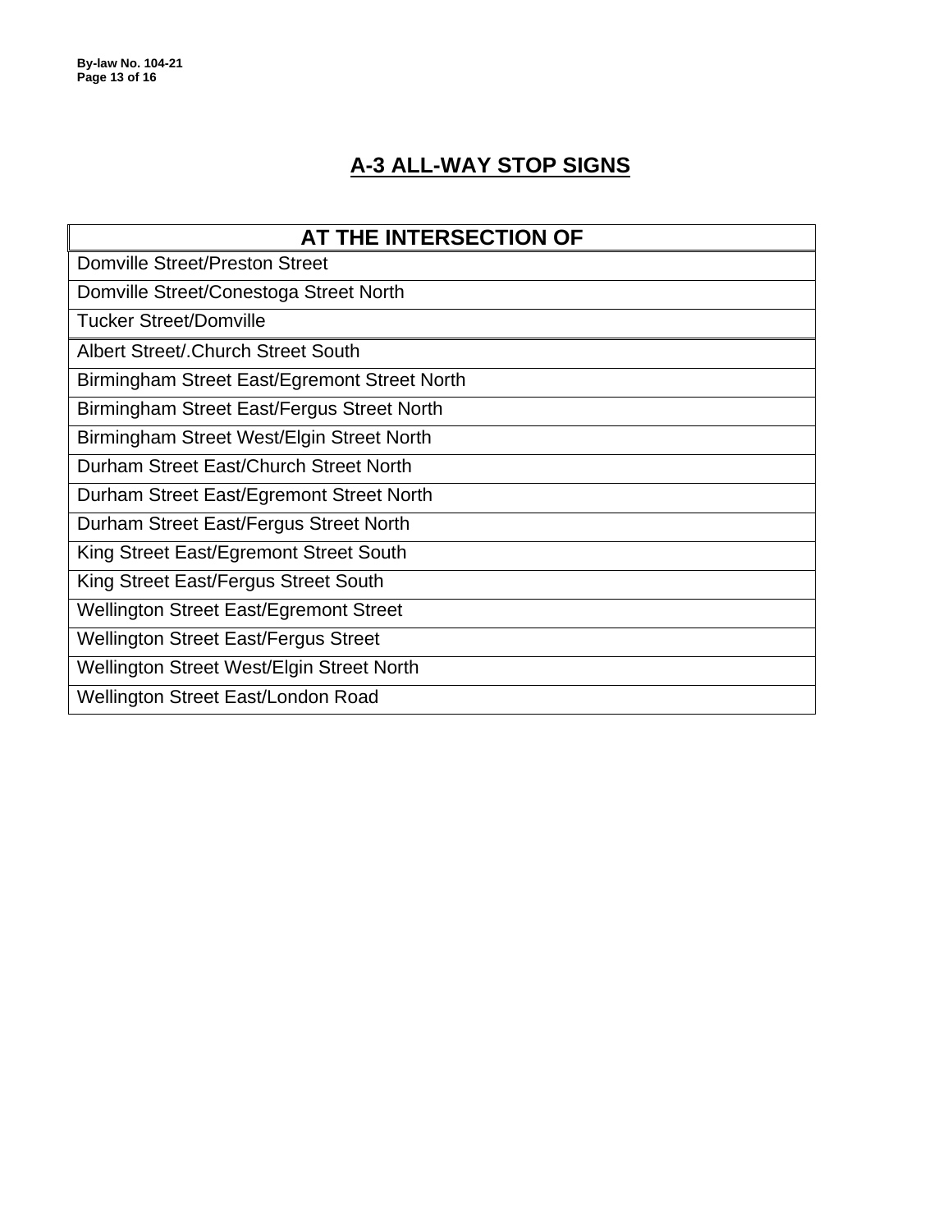## A-3 ALL-WAY STOP SIGNS

| AT THE INTERSECTION OF |
|---|
| Domville Street/Preston Street |
| Domville Street/Conestoga Street North |
| Tucker Street/Domville |
| Albert Street/.Church Street South |
| Birmingham Street East/Egremont Street North |
| Birmingham Street East/Fergus Street North |
| Birmingham Street West/Elgin Street North |
| Durham Street East/Church Street North |
| Durham Street East/Egremont Street North |
| Durham Street East/Fergus Street North |
| King Street East/Egremont Street South |
| King Street East/Fergus Street South |
| Wellington Street East/Egremont Street |
| Wellington Street East/Fergus Street |
| Wellington Street West/Elgin Street North |
| Wellington Street East/London Road |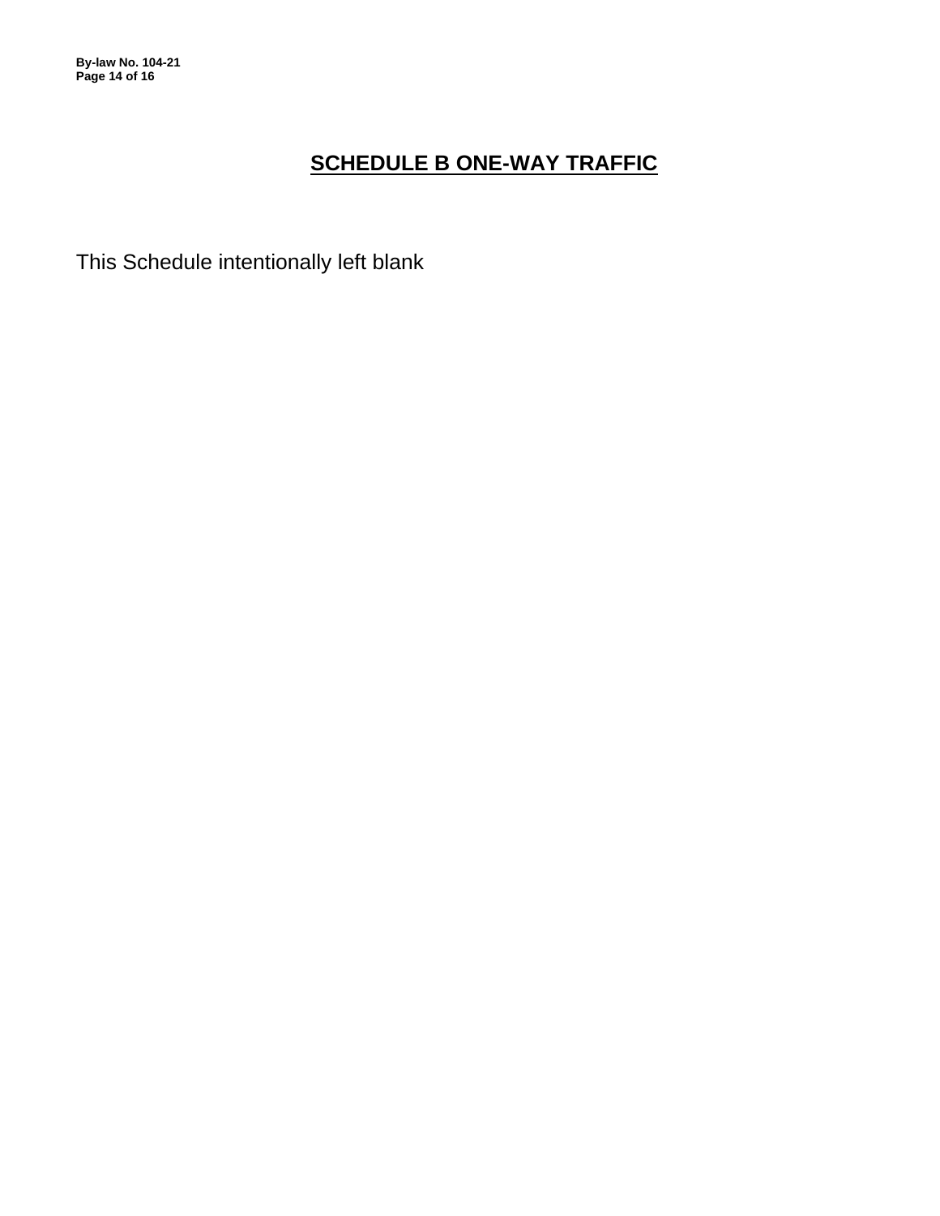# SCHEDULE B ONE-WAY TRAFFIC

This Schedule intentionally left blank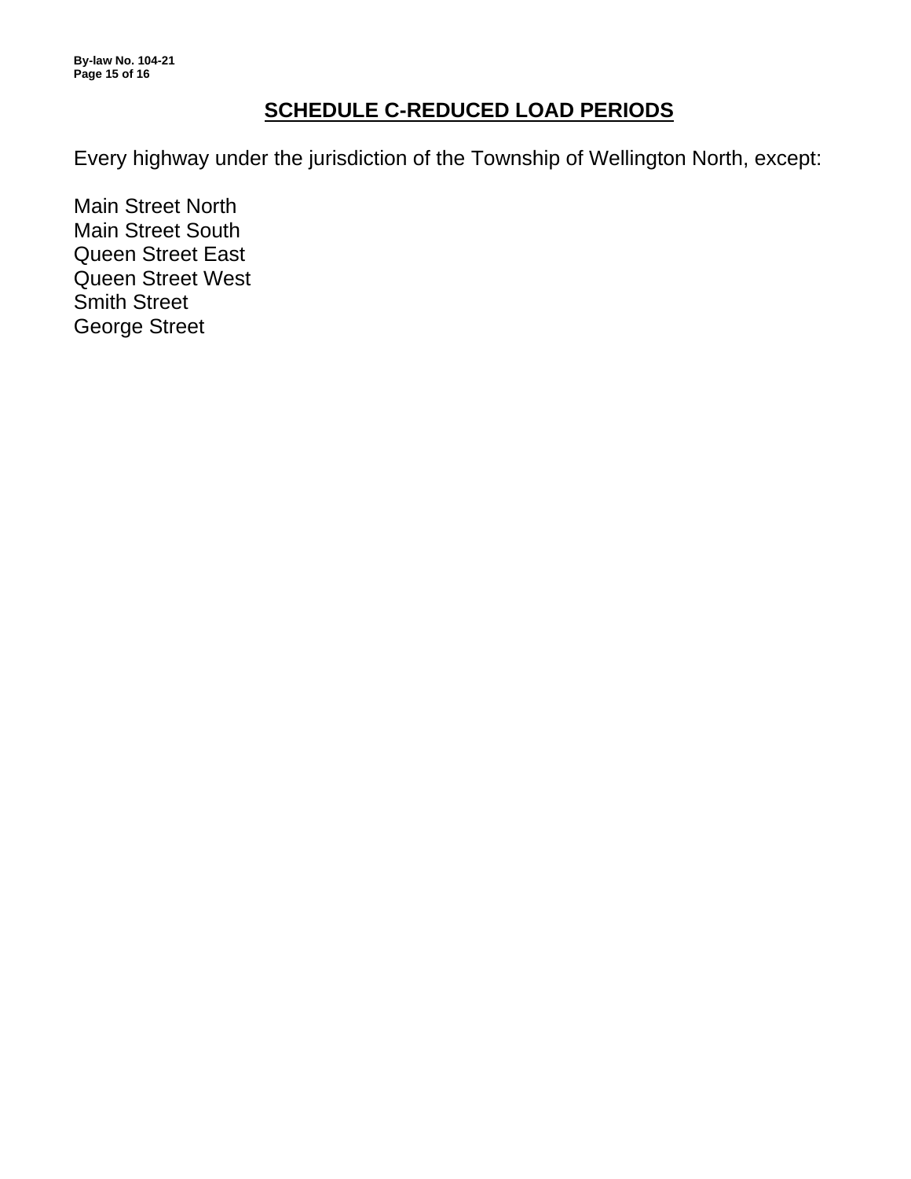## SCHEDULE C-REDUCED LOAD PERIODS

Every highway under the jurisdiction of the Township of Wellington North, except:

Main Street North
Main Street South
Queen Street East
Queen Street West
Smith Street
George Street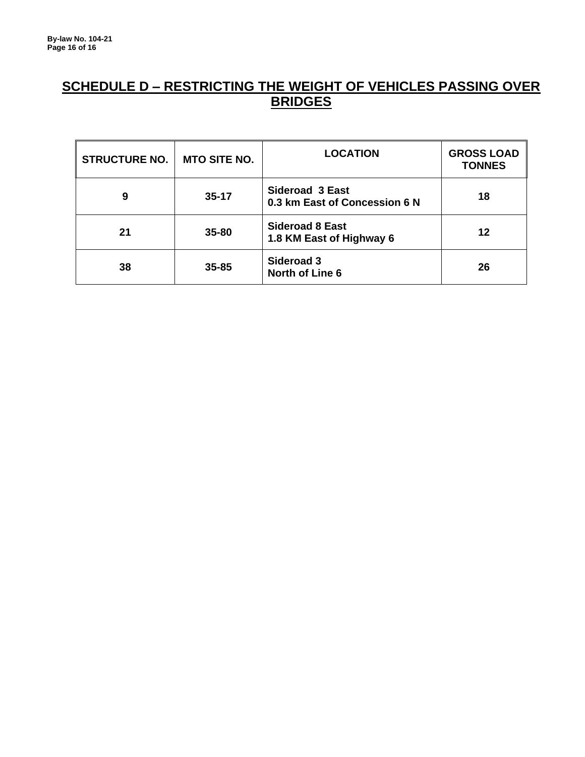## SCHEDULE D – RESTRICTING THE WEIGHT OF VEHICLES PASSING OVER BRIDGES

| STRUCTURE NO. | MTO SITE NO. | LOCATION | GROSS LOAD TONNES |
|---|---|---|---|
| 9 | 35-17 | Sideroad 3 East<br>0.3 km East of Concession 6 N | 18 |
| 21 | 35-80 | Sideroad 8 East<br>1.8 KM East of Highway 6 | 12 |
| 38 | 35-85 | Sideroad 3<br>North of Line 6 | 26 |